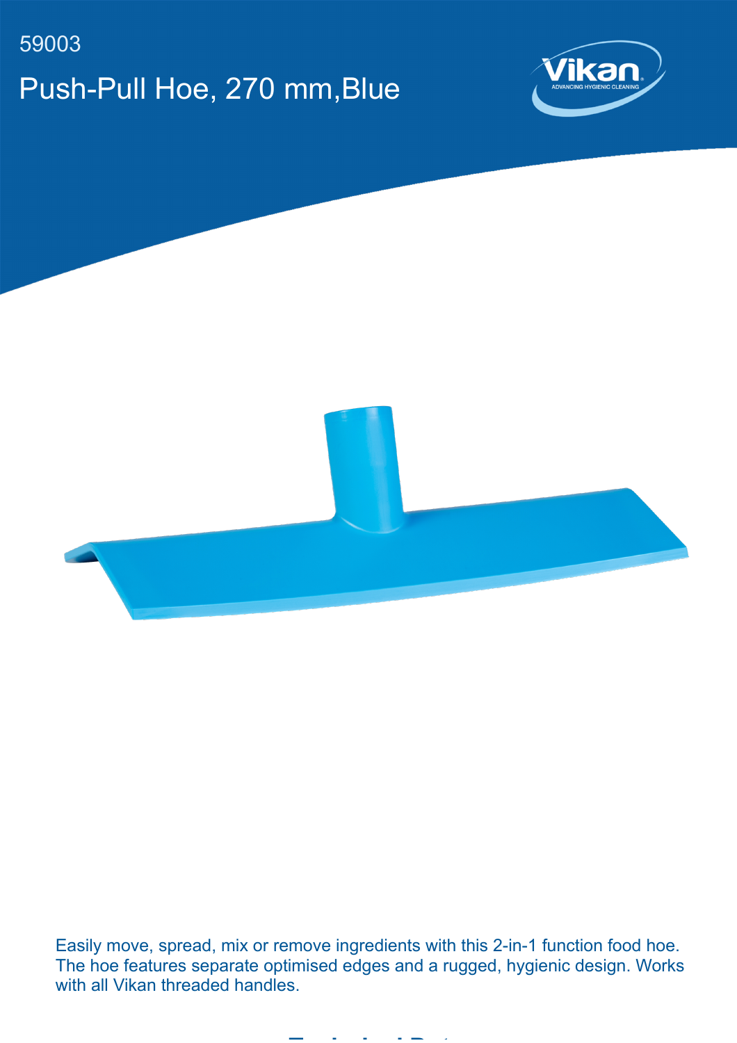59003

# Push-Pull Hoe, 270 mm,Blue

Easily move, spread, mix or remove ingredients with this 2-in-1 function food hoe. The hoe features separate optimised edges and a rugged, hygienic design. Works with all Vikan threaded handles.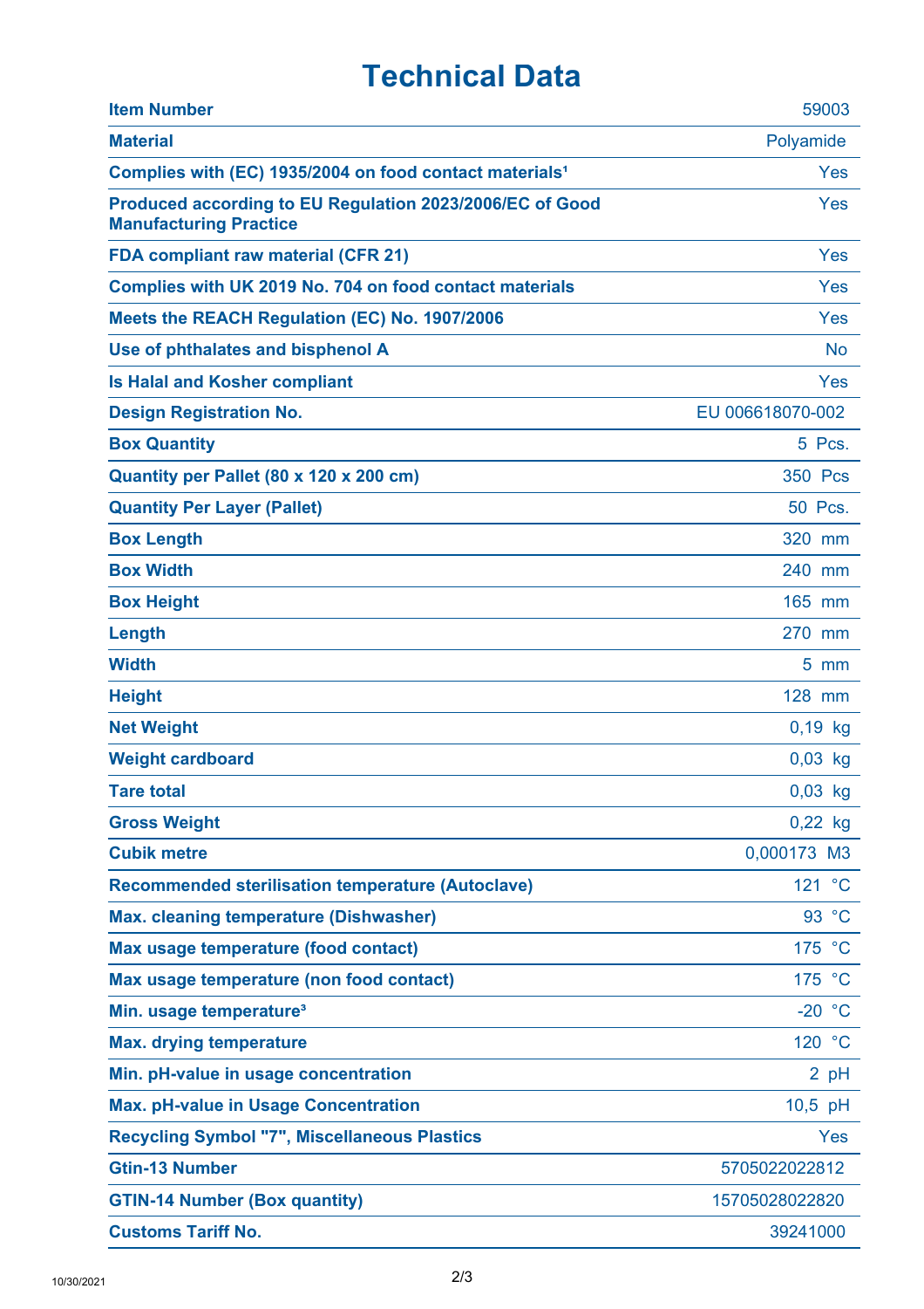# Technical Data

| | |
|---|---|
| **Item Number** | 59003 |
| **Material** | Polyamide |
| **Complies with (EC) 1935/2004 on food contact materials[1]** | Yes |
| **Produced according to EU Regulation 2023/2006/EC of Good Manufacturing Practice** | Yes |
| **FDA compliant raw material (CFR 21)** | Yes |
| **Complies with UK 2019 No. 704 on food contact materials** | Yes |
| **Meets the REACH Regulation (EC) No. 1907/2006** | Yes |
| **Use of phthalates and bisphenol A** | No |
| **Is Halal and Kosher compliant** | Yes |
| **Design Registration No.** | EU 006618070-002 |
| **Box Quantity** | 5 Pcs. |
| **Quantity per Pallet (80 x 120 x 200 cm)** | 350 Pcs |
| **Quantity Per Layer (Pallet)** | 50 Pcs. |
| **Box Length** | 320 mm |
| **Box Width** | 240 mm |
| **Box Height** | 165 mm |
| **Length** | 270 mm |
| **Width** | 5 mm |
| **Height** | 128 mm |
| **Net Weight** | 0,19 kg |
| **Weight cardboard** | 0,03 kg |
| **Tare total** | 0,03 kg |
| **Gross Weight** | 0,22 kg |
| **Cubik metre** | 0,000173 M3 |
| **Recommended sterilisation temperature (Autoclave)** | 121 °C |
| **Max. cleaning temperature (Dishwasher)** | 93 °C |
| **Max usage temperature (food contact)** | 175 °C |
| **Max usage temperature (non food contact)** | 175 °C |
| **Min. usage temperature[3]** | -20 °C |
| **Max. drying temperature** | 120 °C |
| **Min. pH-value in usage concentration** | 2 pH |
| **Max. pH-value in Usage Concentration** | 10,5 pH |
| **Recycling Symbol "7", Miscellaneous Plastics** | Yes |
| **Gtin-13 Number** | 5705022022812 |
| **GTIN-14 Number (Box quantity)** | 15705028022820 |
| **Customs Tariff No.** | 39241000 |

10/30/2021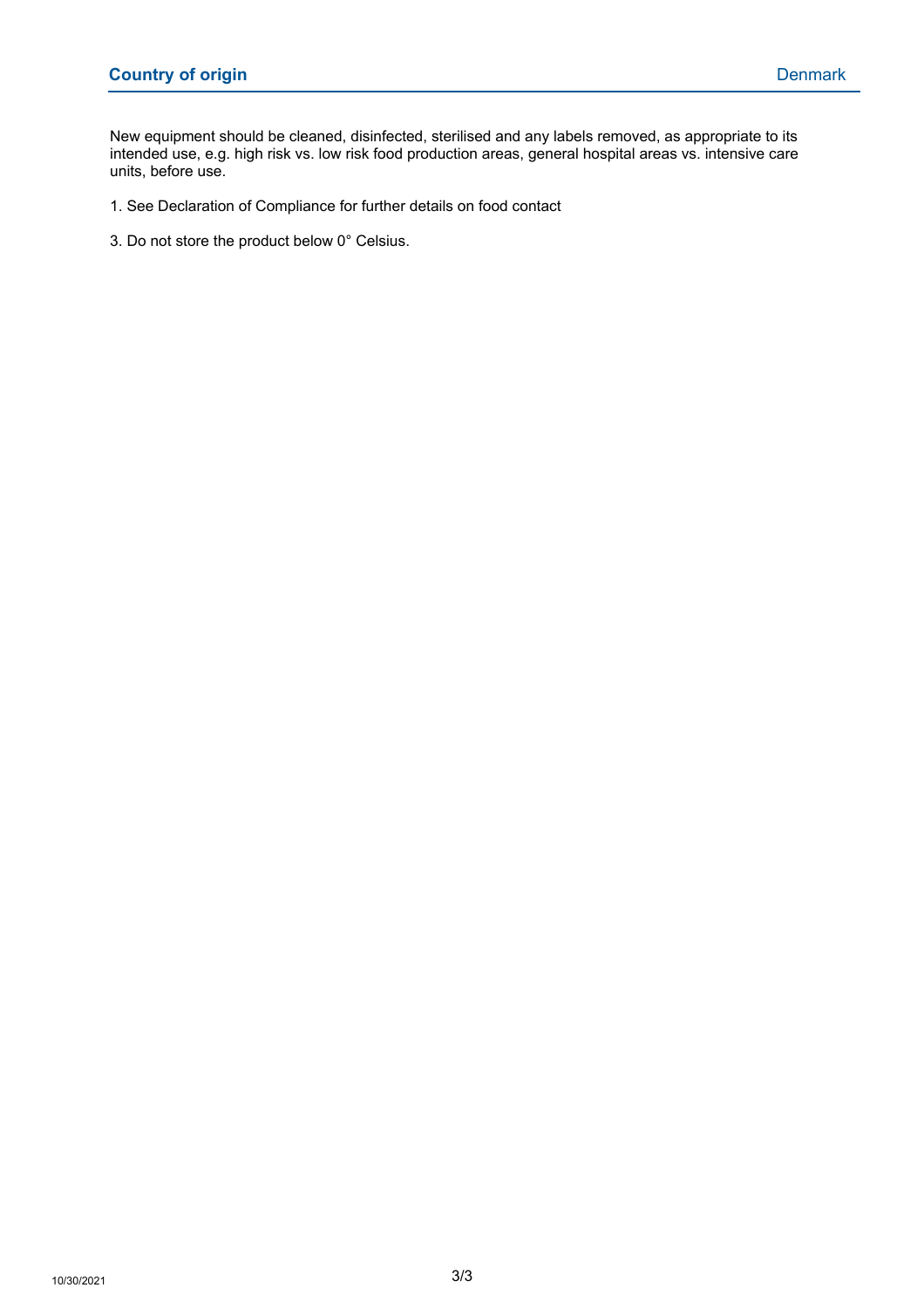**Country of origin** Denmark

New equipment should be cleaned, disinfected, sterilised and any labels removed, as appropriate to its intended use, e.g. high risk vs. low risk food production areas, general hospital areas vs. intensive care units, before use.

1. See Declaration of Compliance for further details on food contact

3. Do not store the product below 0° Celsius.